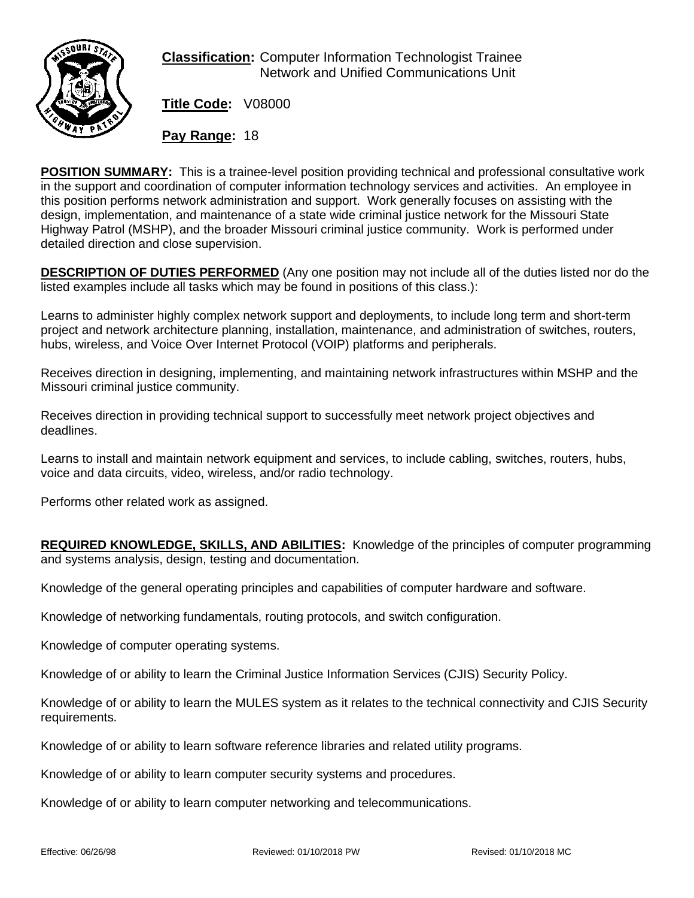**Classification:** Computer Information Technologist Trainee
Network and Unified Communications Unit

**Title Code:** V08000

**Pay Range:** 18

**POSITION SUMMARY:** This is a trainee-level position providing technical and professional consultative work in the support and coordination of computer information technology services and activities. An employee in this position performs network administration and support. Work generally focuses on assisting with the design, implementation, and maintenance of a state wide criminal justice network for the Missouri State Highway Patrol (MSHP), and the broader Missouri criminal justice community. Work is performed under detailed direction and close supervision.

**DESCRIPTION OF DUTIES PERFORMED** (Any one position may not include all of the duties listed nor do the listed examples include all tasks which may be found in positions of this class.):

Learns to administer highly complex network support and deployments, to include long term and short-term project and network architecture planning, installation, maintenance, and administration of switches, routers, hubs, wireless, and Voice Over Internet Protocol (VOIP) platforms and peripherals.

Receives direction in designing, implementing, and maintaining network infrastructures within MSHP and the Missouri criminal justice community.

Receives direction in providing technical support to successfully meet network project objectives and deadlines.

Learns to install and maintain network equipment and services, to include cabling, switches, routers, hubs, voice and data circuits, video, wireless, and/or radio technology.

Performs other related work as assigned.

**REQUIRED KNOWLEDGE, SKILLS, AND ABILITIES:** Knowledge of the principles of computer programming and systems analysis, design, testing and documentation.

Knowledge of the general operating principles and capabilities of computer hardware and software.

Knowledge of networking fundamentals, routing protocols, and switch configuration.

Knowledge of computer operating systems.

Knowledge of or ability to learn the Criminal Justice Information Services (CJIS) Security Policy.

Knowledge of or ability to learn the MULES system as it relates to the technical connectivity and CJIS Security requirements.

Knowledge of or ability to learn software reference libraries and related utility programs.

Knowledge of or ability to learn computer security systems and procedures.

Knowledge of or ability to learn computer networking and telecommunications.

Effective: 06/26/98 Reviewed: 01/10/2018 PW Revised: 01/10/2018 MC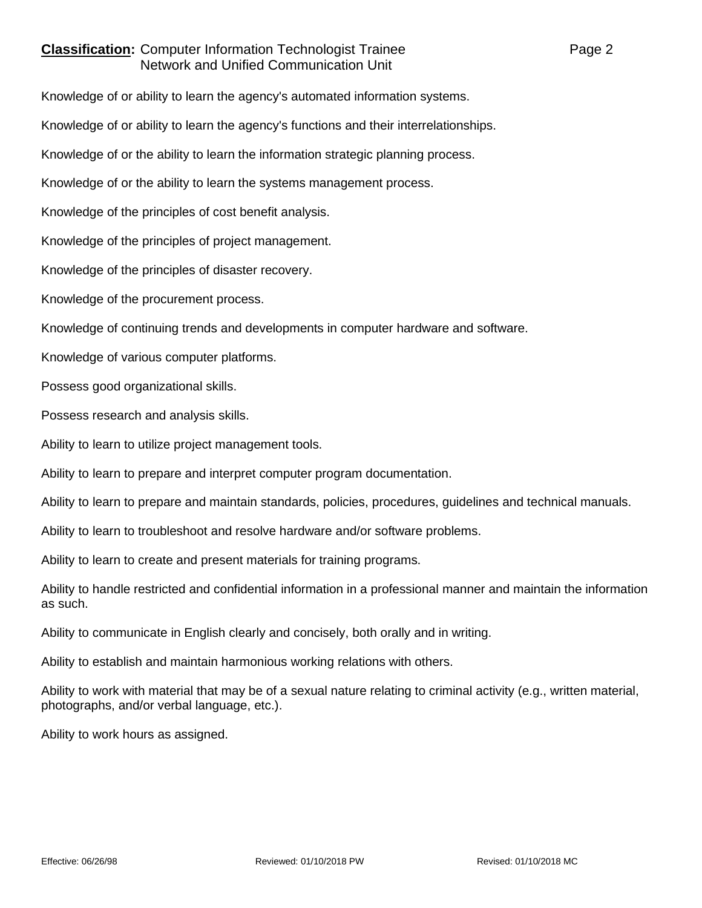Knowledge of or ability to learn the agency's automated information systems.

Knowledge of or ability to learn the agency's functions and their interrelationships.

Knowledge of or the ability to learn the information strategic planning process.

Knowledge of or the ability to learn the systems management process.

Knowledge of the principles of cost benefit analysis.

Knowledge of the principles of project management.

Knowledge of the principles of disaster recovery.

Knowledge of the procurement process.

Knowledge of continuing trends and developments in computer hardware and software.

Knowledge of various computer platforms.

Possess good organizational skills.

Possess research and analysis skills.

Ability to learn to utilize project management tools.

Ability to learn to prepare and interpret computer program documentation.

Ability to learn to prepare and maintain standards, policies, procedures, guidelines and technical manuals.

Ability to learn to troubleshoot and resolve hardware and/or software problems.

Ability to learn to create and present materials for training programs.

Ability to handle restricted and confidential information in a professional manner and maintain the information as such.

Ability to communicate in English clearly and concisely, both orally and in writing.

Ability to establish and maintain harmonious working relations with others.

Ability to work with material that may be of a sexual nature relating to criminal activity (e.g., written material, photographs, and/or verbal language, etc.).

Ability to work hours as assigned.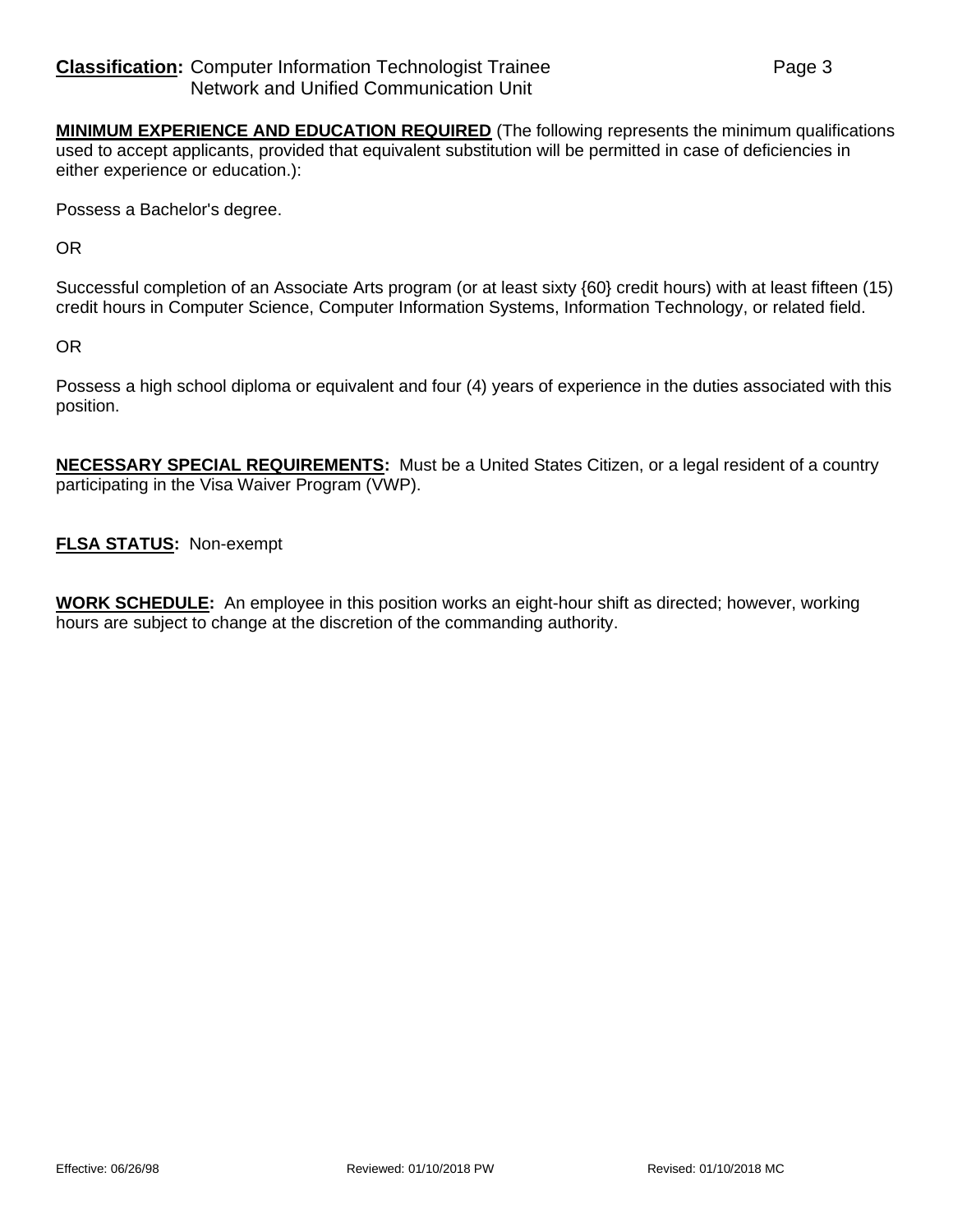**MINIMUM EXPERIENCE AND EDUCATION REQUIRED** (The following represents the minimum qualifications used to accept applicants, provided that equivalent substitution will be permitted in case of deficiencies in either experience or education.):

Possess a Bachelor's degree.

OR

Successful completion of an Associate Arts program (or at least sixty {60} credit hours) with at least fifteen (15) credit hours in Computer Science, Computer Information Systems, Information Technology, or related field.

OR

Possess a high school diploma or equivalent and four (4) years of experience in the duties associated with this position.

**NECESSARY SPECIAL REQUIREMENTS:** Must be a United States Citizen, or a legal resident of a country participating in the Visa Waiver Program (VWP).

**FLSA STATUS:** Non-exempt

**WORK SCHEDULE:** An employee in this position works an eight-hour shift as directed; however, working hours are subject to change at the discretion of the commanding authority.

Effective: 06/26/98 Reviewed: 01/10/2018 PW Revised: 01/10/2018 MC